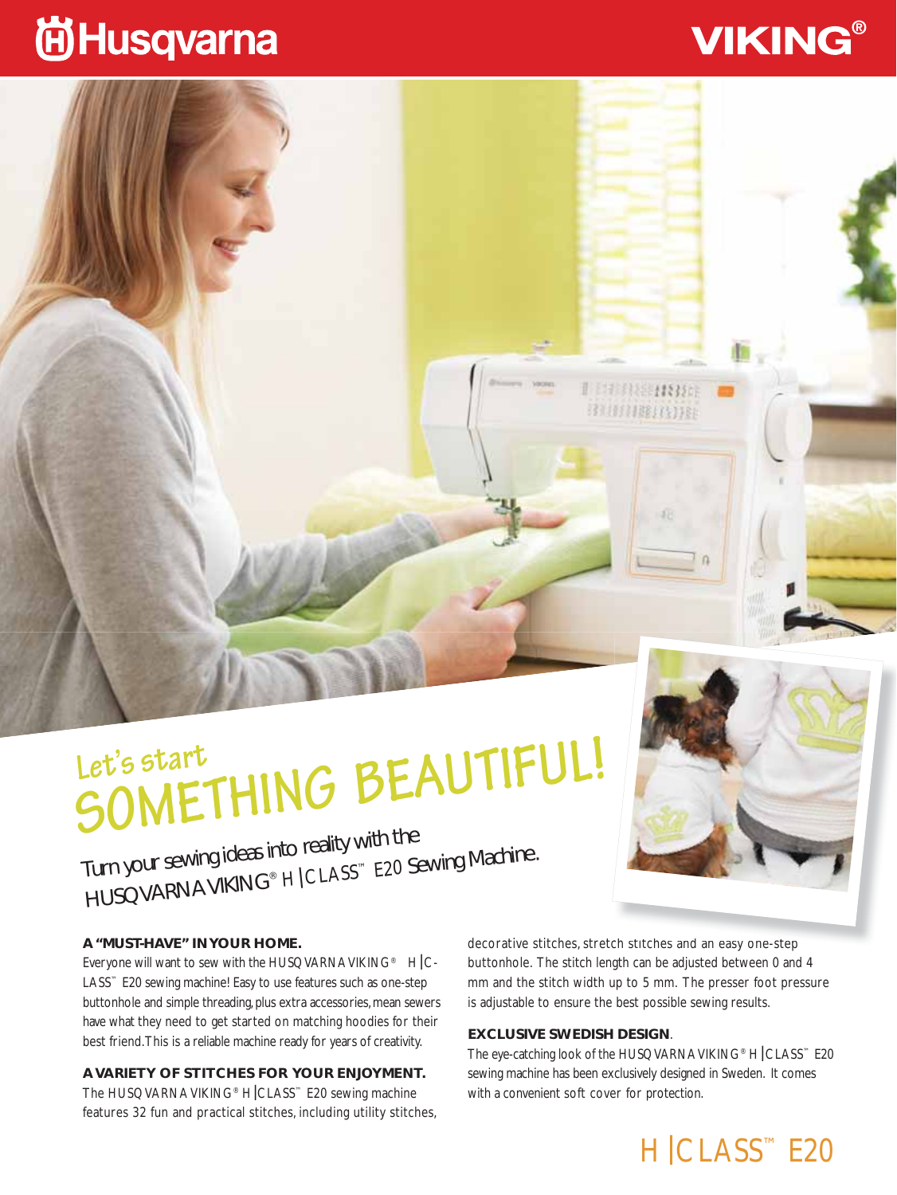# Husqvarna VIKING®

## Let's start SOMETHING BEAUTIFUL!

Turn your sewing ideas into reality with the HUSQVARNA VIKING® H|CLASS™ E20 Sewing Machine.

**A "MUST-HAVE" IN YOUR HOME.**
Everyone will want to sew with the HUSQVARNA VIKING® H|CLASS™ E20 sewing machine! Easy to use features such as one-step buttonhole and simple threading, plus extra accessories, mean sewers have what they need to get started on matching hoodies for their best friend. This is a reliable machine ready for years of creativity.

**A VARIETY OF STITCHES FOR YOUR ENJOYMENT.**
The HUSQVARNA VIKING® H|CLASS™ E20 sewing machine features 32 fun and practical stitches, including utility stitches, decorative stitches, stretch stitches and an easy one-step buttonhole. The stitch length can be adjusted between 0 and 4 mm and the stitch width up to 5 mm. The presser foot pressure is adjustable to ensure the best possible sewing results.

**EXCLUSIVE SWEDISH DESIGN.**
The eye-catching look of the HUSQVARNA VIKING® H|CLASS™ E20 sewing machine has been exclusively designed in Sweden. It comes with a convenient soft cover for protection.

H|CLASS™ E20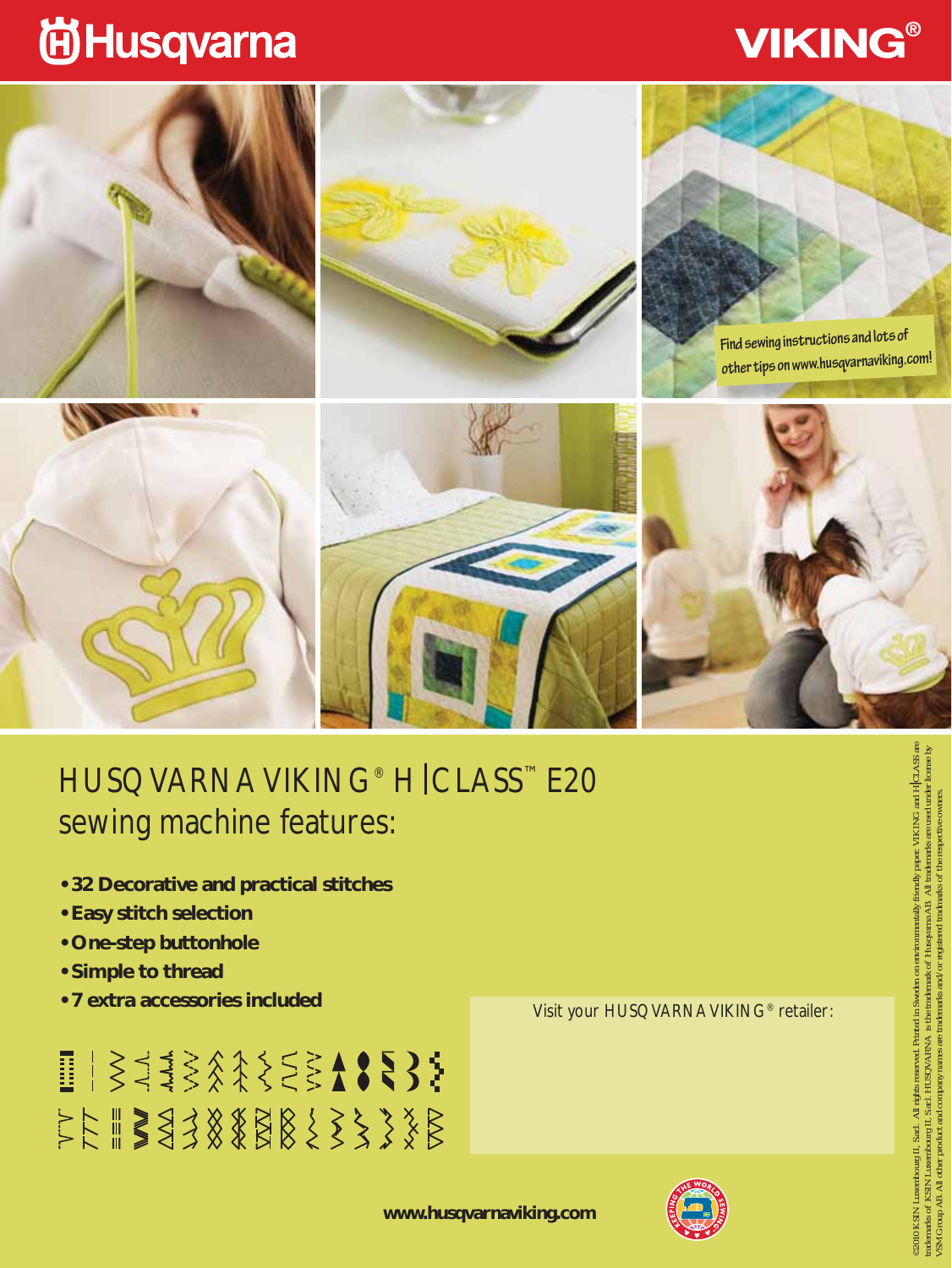# Husqvarna VIKING®

Find sewing instructions and lots of other tips on www.husqvarnaviking.com!

## HUSQVARNA VIKING® H|CLASS™ E20 sewing machine features:

- **32 Decorative and practical stitches**
- **Easy stitch selection**
- **One-step buttonhole**
- **Simple to thread**
- **7 extra accessories included**

Visit your HUSQVARNA VIKING® retailer:

**www.husqvarnaviking.com**

©2010 KSIN Luxembourg II, Sarl. All rights reserved. Printed in Sweden on environmentally friendly paper. VIKING and H|CLASS are trademarks of KSIN Luxembourg II, Sarl. HUSQVARNA is the trademark of Husqvarna AB. All trademarks are used under license by VSM Group AB. All other product and company names are trademarks and/or registered trademarks of the respective owners.